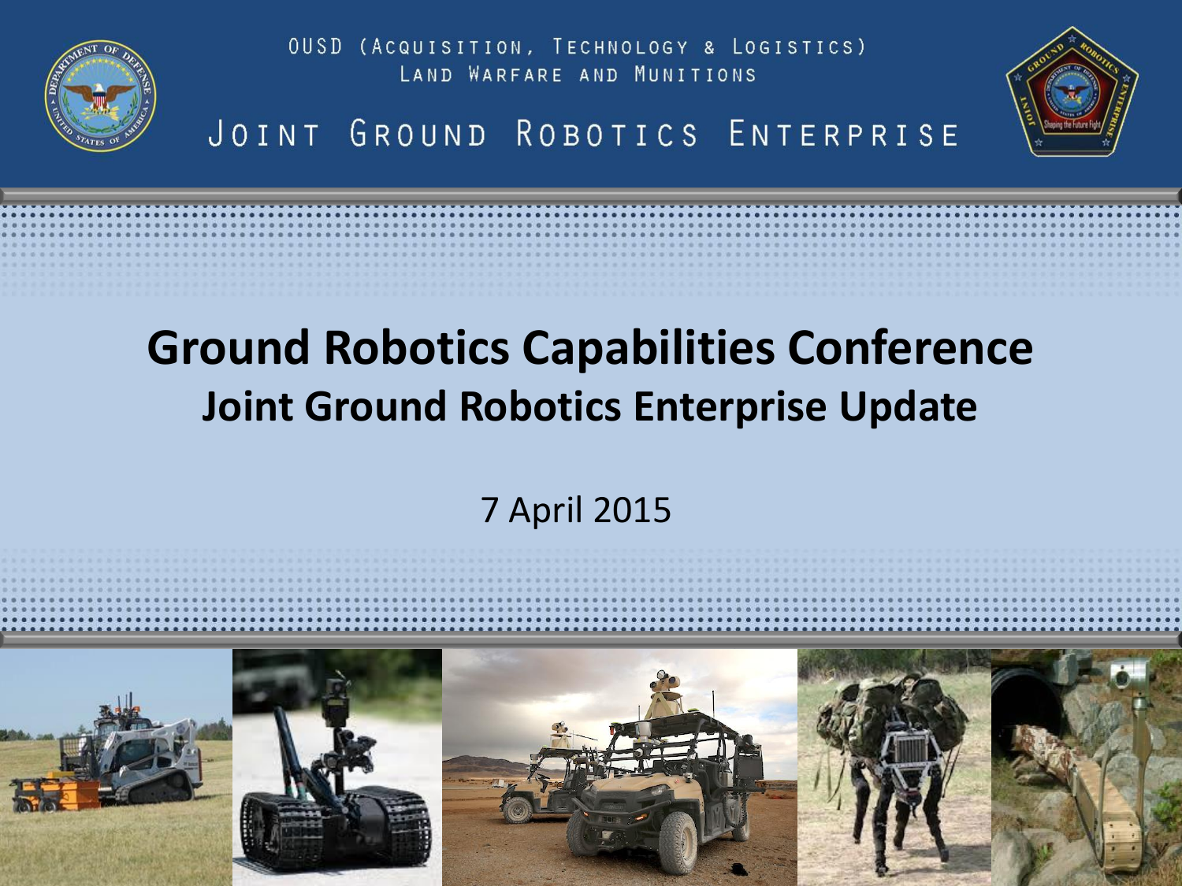OUSD (Acquisition, Technology & Logistics)
Land Warfare and Munitions

Joint Ground Robotics Enterprise

# Ground Robotics Capabilities Conference

## Joint Ground Robotics Enterprise Update

7 April 2015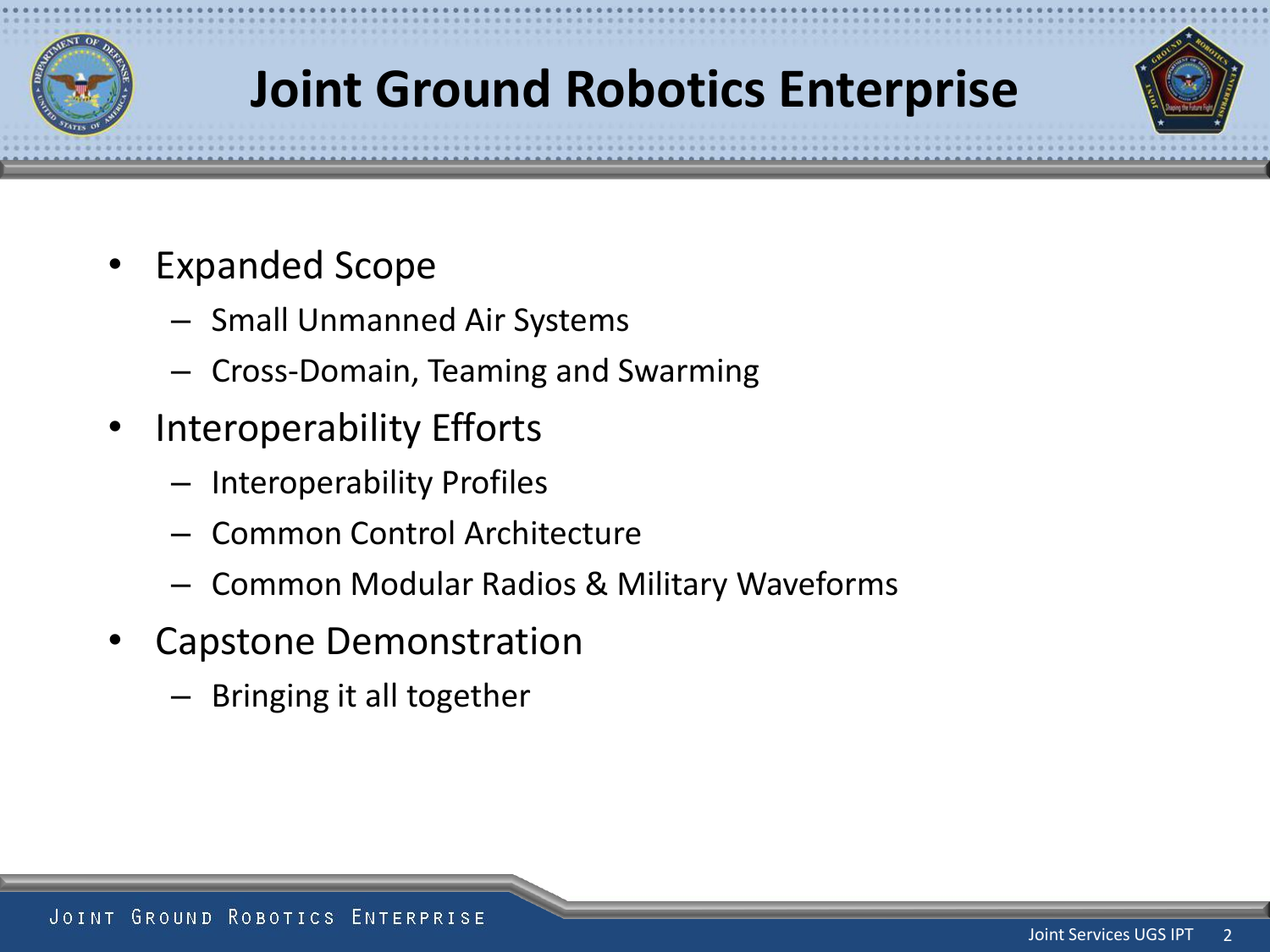# Joint Ground Robotics Enterprise

- Expanded Scope
  - Small Unmanned Air Systems
  - Cross-Domain, Teaming and Swarming
- Interoperability Efforts
  - Interoperability Profiles
  - Common Control Architecture
  - Common Modular Radios & Military Waveforms
- Capstone Demonstration
  - Bringing it all together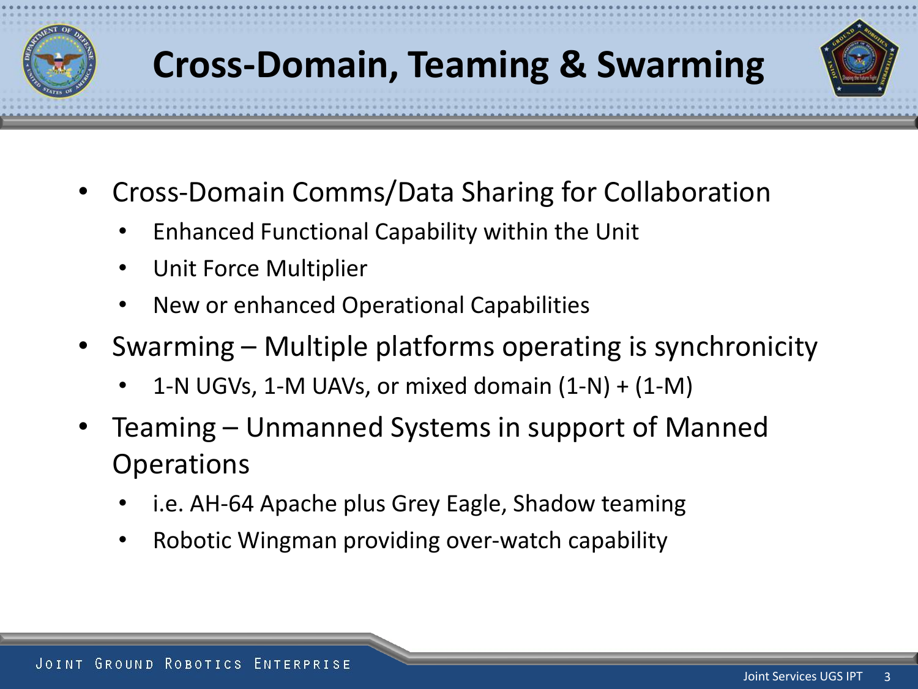# Cross-Domain, Teaming & Swarming

- Cross-Domain Comms/Data Sharing for Collaboration
  - Enhanced Functional Capability within the Unit
  - Unit Force Multiplier
  - New or enhanced Operational Capabilities
- Swarming – Multiple platforms operating is synchronicity
  - 1-N UGVs, 1-M UAVs, or mixed domain (1-N) + (1-M)
- Teaming – Unmanned Systems in support of Manned Operations
  - i.e. AH-64 Apache plus Grey Eagle, Shadow teaming
  - Robotic Wingman providing over-watch capability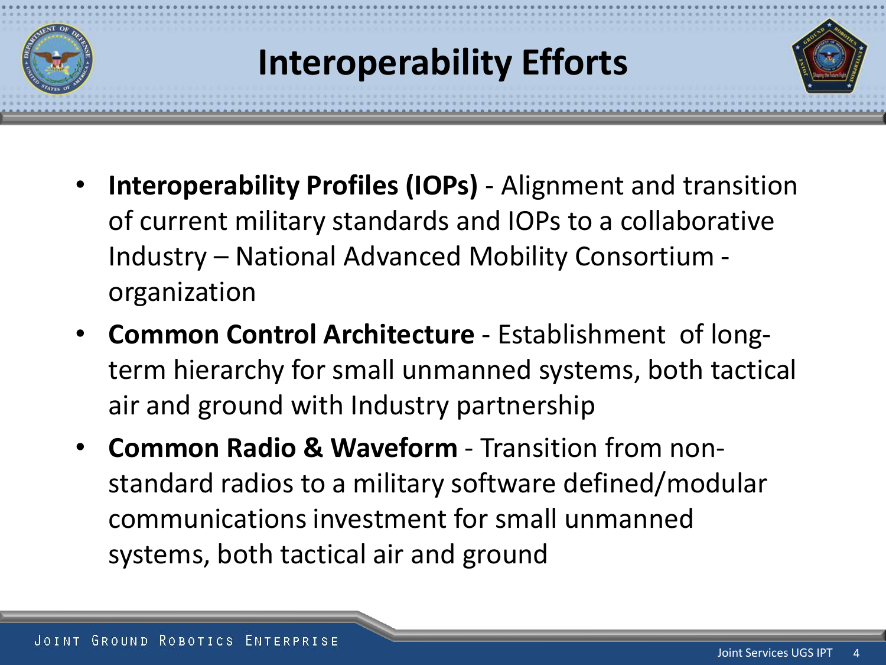# Interoperability Efforts

- **Interoperability Profiles (IOPs)** - Alignment and transition of current military standards and IOPs to a collaborative Industry – National Advanced Mobility Consortium - organization
- **Common Control Architecture** - Establishment of long-term hierarchy for small unmanned systems, both tactical air and ground with Industry partnership
- **Common Radio & Waveform** - Transition from non-standard radios to a military software defined/modular communications investment for small unmanned systems, both tactical air and ground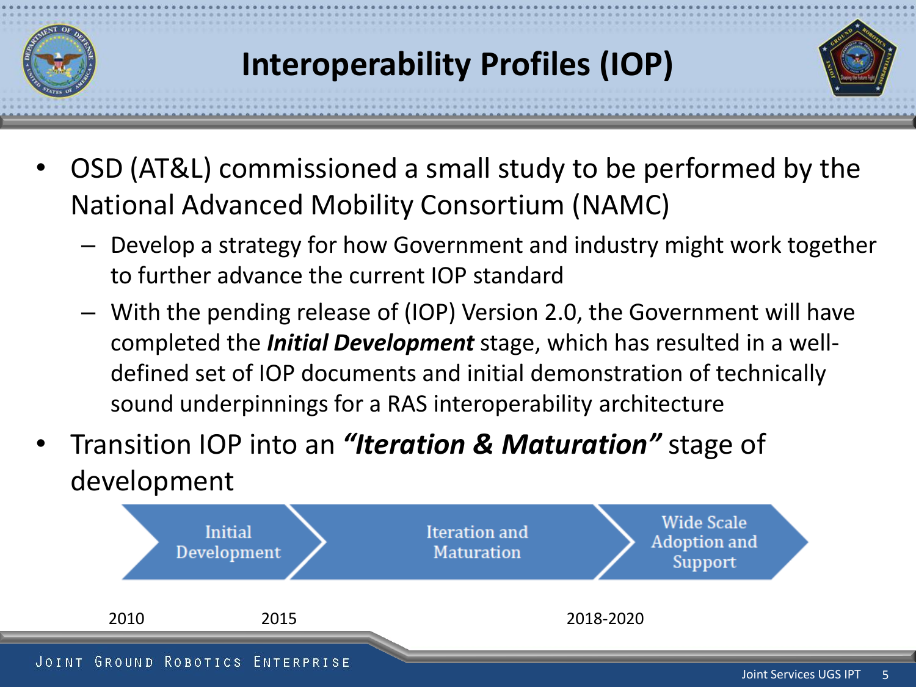# Interoperability Profiles (IOP)

- OSD (AT&L) commissioned a small study to be performed by the National Advanced Mobility Consortium (NAMC)
  - Develop a strategy for how Government and industry might work together to further advance the current IOP standard
  - With the pending release of (IOP) Version 2.0, the Government will have completed the ***Initial Development*** stage, which has resulted in a well-defined set of IOP documents and initial demonstration of technically sound underpinnings for a RAS interoperability architecture
- Transition IOP into an ***"Iteration & Maturation"*** stage of development

Initial Development → Iteration and Maturation → Wide Scale Adoption and Support

2010 — 2015 — 2018-2020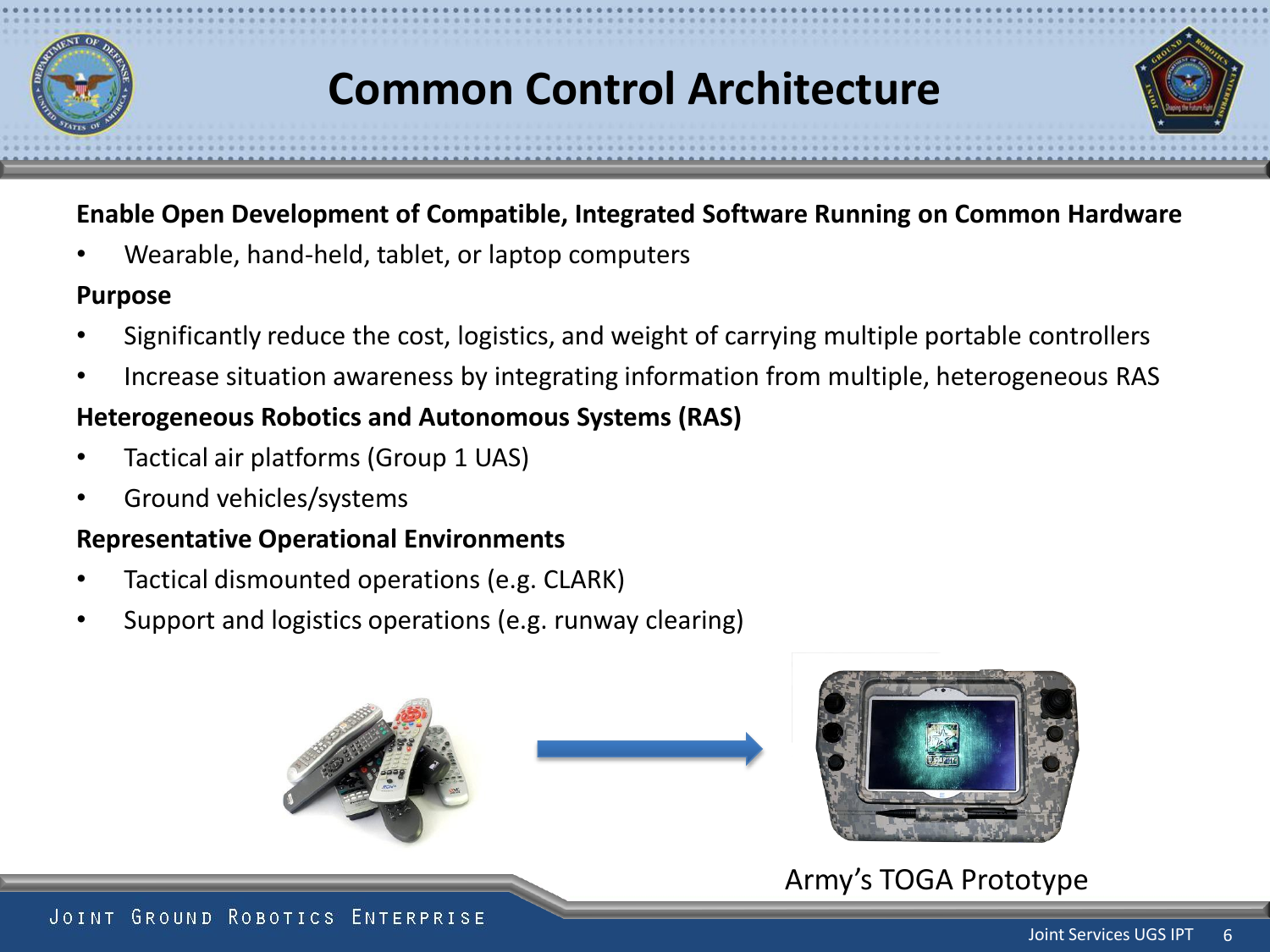# Common Control Architecture

**Enable Open Development of Compatible, Integrated Software Running on Common Hardware**

- Wearable, hand-held, tablet, or laptop computers

**Purpose**

- Significantly reduce the cost, logistics, and weight of carrying multiple portable controllers
- Increase situation awareness by integrating information from multiple, heterogeneous RAS

**Heterogeneous Robotics and Autonomous Systems (RAS)**

- Tactical air platforms (Group 1 UAS)
- Ground vehicles/systems

**Representative Operational Environments**

- Tactical dismounted operations (e.g. CLARK)
- Support and logistics operations (e.g. runway clearing)

Army's TOGA Prototype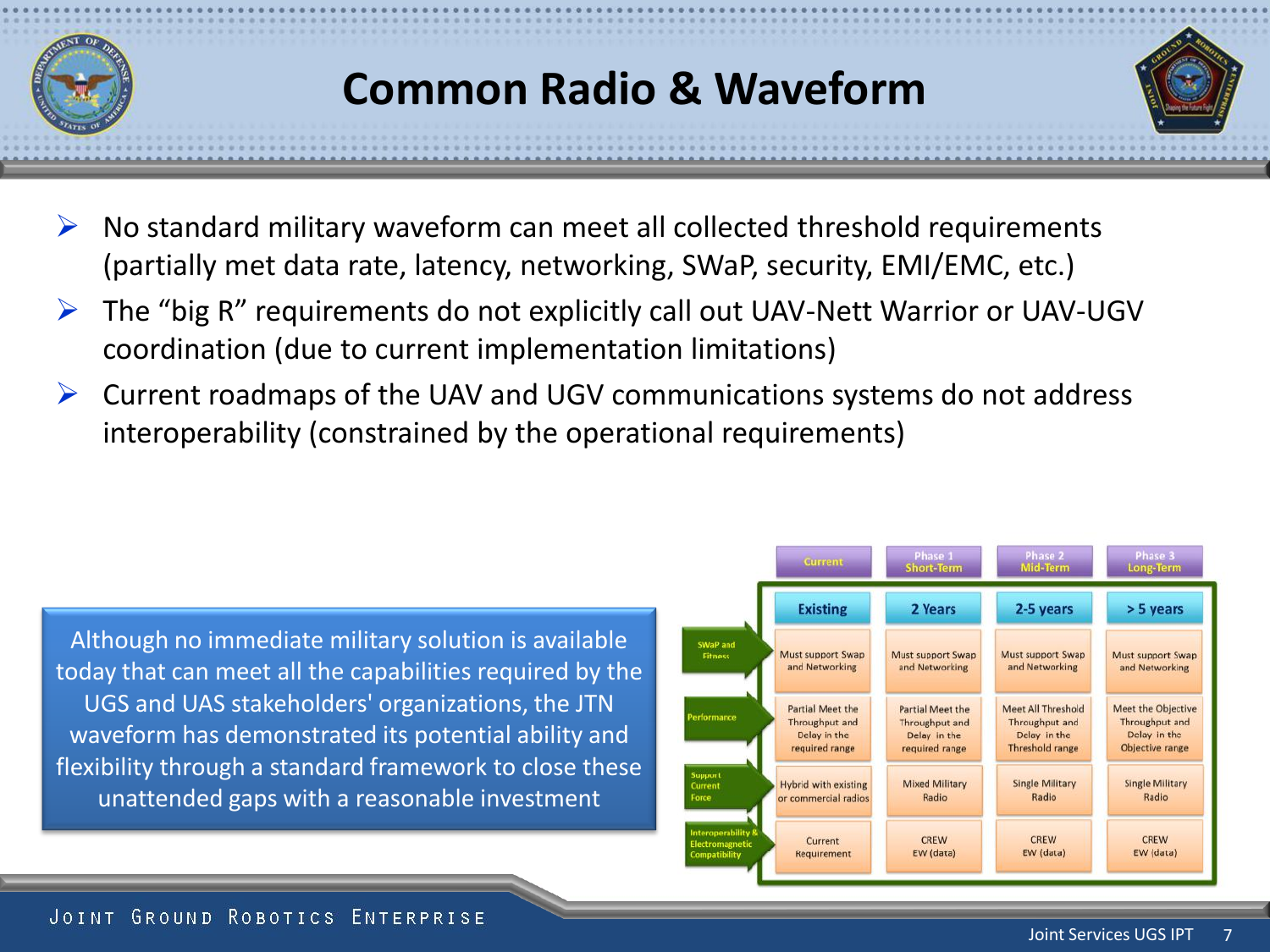# Common Radio & Waveform

- No standard military waveform can meet all collected threshold requirements (partially met data rate, latency, networking, SWaP, security, EMI/EMC, etc.)
- The "big R" requirements do not explicitly call out UAV-Nett Warrior or UAV-UGV coordination (due to current implementation limitations)
- Current roadmaps of the UAV and UGV communications systems do not address interoperability (constrained by the operational requirements)

Although no immediate military solution is available today that can meet all the capabilities required by the UGS and UAS stakeholders' organizations, the JTN waveform has demonstrated its potential ability and flexibility through a standard framework to close these unattended gaps with a reasonable investment

| | Current | Phase 1 Short-Term | Phase 2 Mid-Term | Phase 3 Long-Term |
|---|---|---|---|---|
| | Existing | 2 Years | 2-5 years | > 5 years |
| SWaP and Fitness | Must support Swap and Networking | Must support Swap and Networking | Must support Swap and Networking | Must support Swap and Networking |
| Performance | Partial Meet the Throughput and Delay in the required range | Partial Meet the Throughput and Delay in the required range | Meet All Threshold Throughput and Delay in the Threshold range | Meet the Objective Throughput and Delay in the Objective range |
| Support Current Force | Hybrid with existing or commercial radios | Mixed Military Radio | Single Military Radio | Single Military Radio |
| Interoperability & Electromagnetic Compatibility | Current Requirement | CREW EW (data) | CREW EW (data) | CREW EW (data) |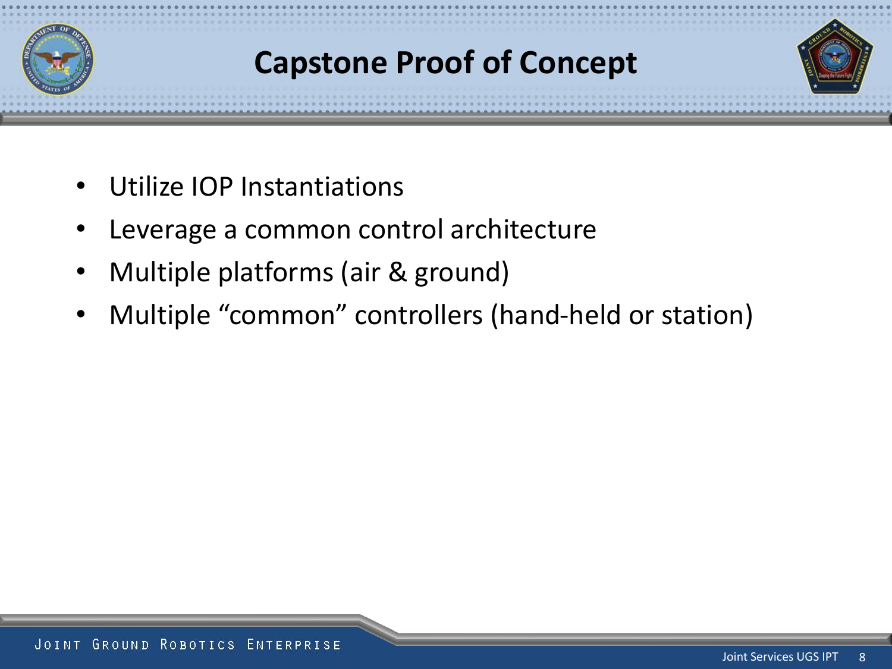# Capstone Proof of Concept

- Utilize IOP Instantiations
- Leverage a common control architecture
- Multiple platforms (air & ground)
- Multiple “common” controllers (hand-held or station)